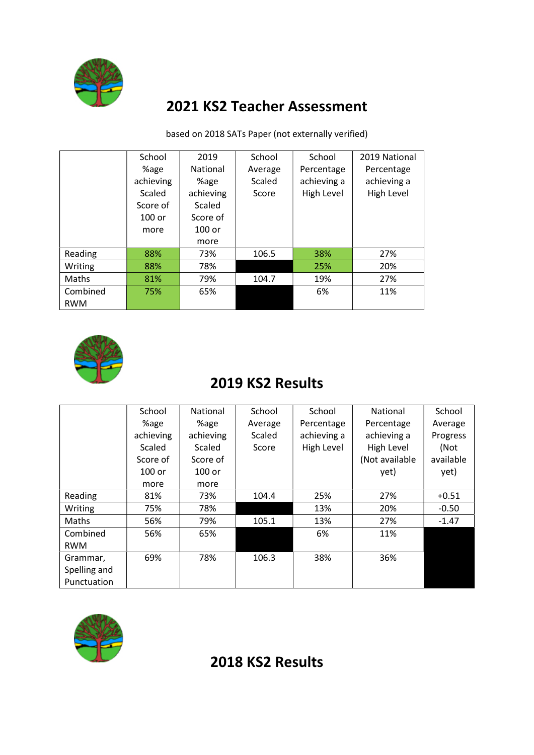## 2021 KS2 Teacher Assessment

based on 2018 SATs Paper (not externally verified)

| | School %age achieving Scaled Score of 100 or more | 2019 National %age achieving Scaled Score of 100 or more | School Average Scaled Score | School Percentage achieving a High Level | 2019 National Percentage achieving a High Level |
|---|---|---|---|---|---|
| Reading | 88% | 73% | 106.5 | 38% | 27% |
| Writing | 88% | 78% | | 25% | 20% |
| Maths | 81% | 79% | 104.7 | 19% | 27% |
| Combined RWM | 75% | 65% | | 6% | 11% |

## 2019 KS2 Results

| | School %age achieving Scaled Score of 100 or more | National %age achieving Scaled Score of 100 or more | School Average Scaled Score | School Percentage achieving a High Level | National Percentage achieving a High Level (Not available yet) | School Average Progress (Not available yet) |
|---|---|---|---|---|---|---|
| Reading | 81% | 73% | 104.4 | 25% | 27% | +0.51 |
| Writing | 75% | 78% | | 13% | 20% | -0.50 |
| Maths | 56% | 79% | 105.1 | 13% | 27% | -1.47 |
| Combined RWM | 56% | 65% | | 6% | 11% | |
| Grammar, Spelling and Punctuation | 69% | 78% | 106.3 | 38% | 36% | |

## 2018 KS2 Results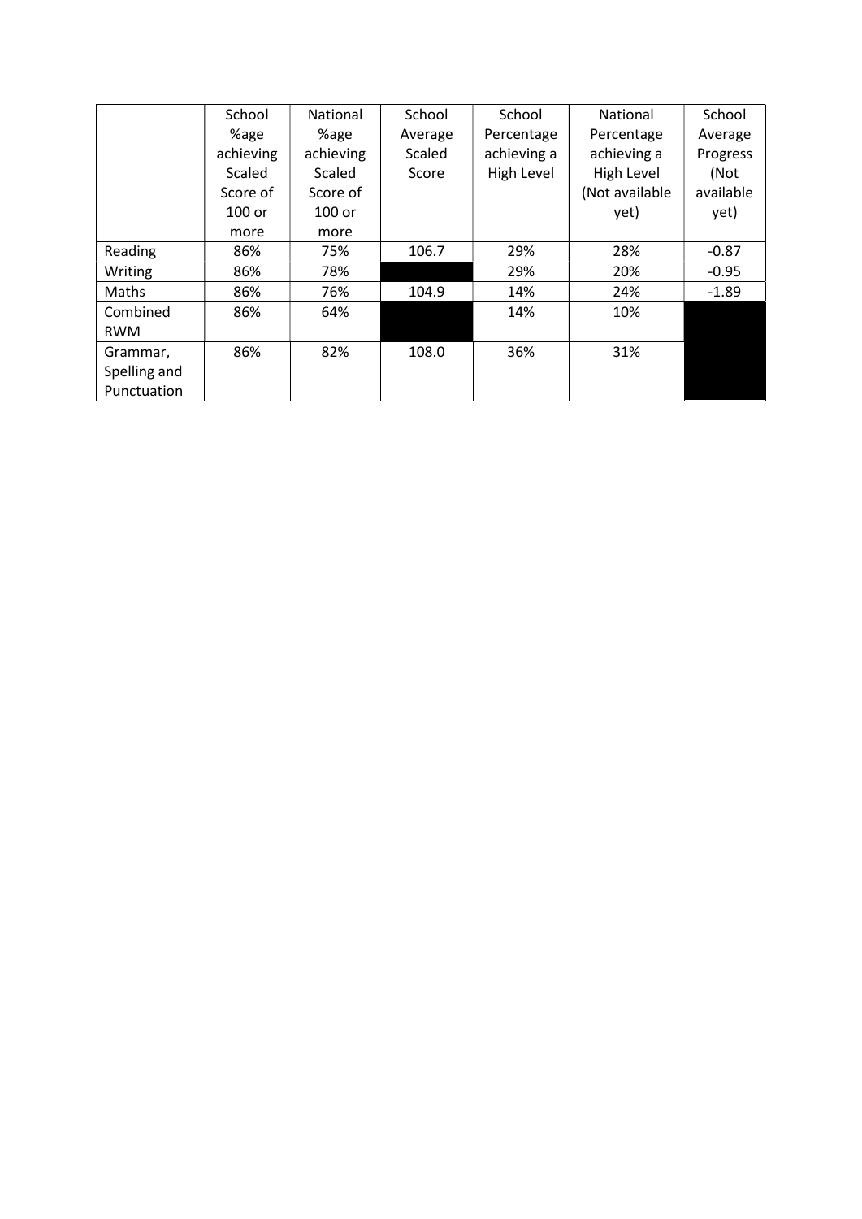| | School %age achieving Scaled Score of 100 or more | National %age achieving Scaled Score of 100 or more | School Average Scaled Score | School Percentage achieving a High Level | National Percentage achieving a High Level (Not available yet) | School Average Progress (Not available yet) |
|---|---|---|---|---|---|---|
| Reading | 86% | 75% | 106.7 | 29% | 28% | -0.87 |
| Writing | 86% | 78% | | 29% | 20% | -0.95 |
| Maths | 86% | 76% | 104.9 | 14% | 24% | -1.89 |
| Combined RWM | 86% | 64% | | 14% | 10% | |
| Grammar, Spelling and Punctuation | 86% | 82% | 108.0 | 36% | 31% | |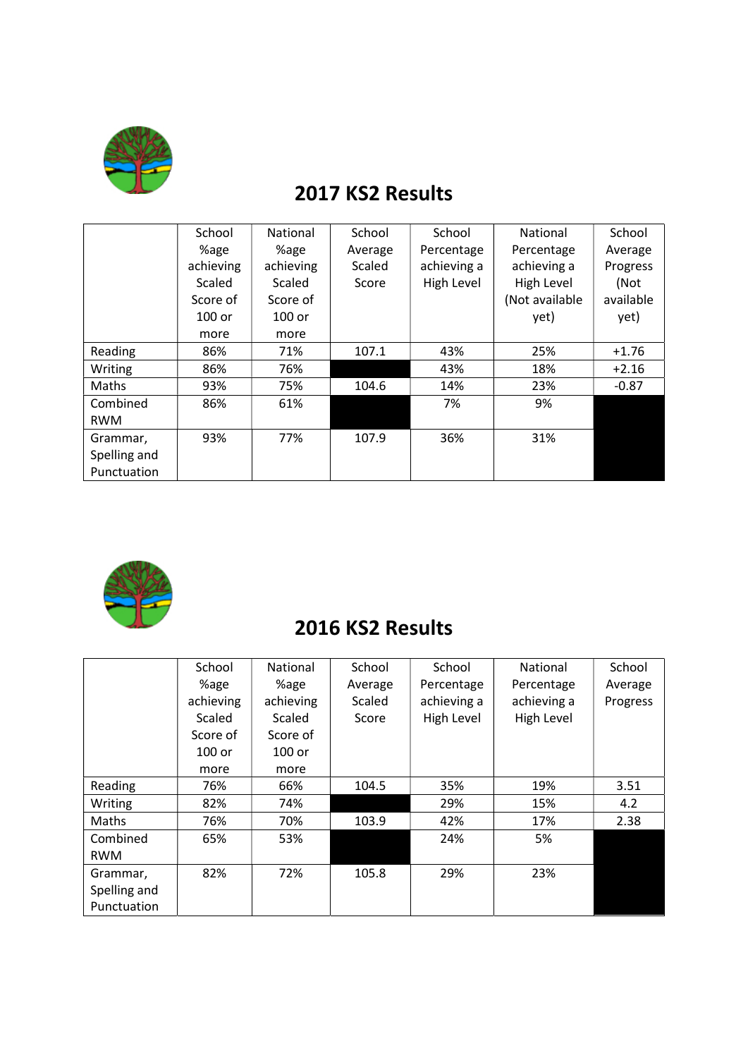## 2017 KS2 Results

| | School %age achieving Scaled Score of 100 or more | National %age achieving Scaled Score of 100 or more | School Average Scaled Score | School Percentage achieving a High Level | National Percentage achieving a High Level (Not available yet) | School Average Progress (Not available yet) |
|---|---|---|---|---|---|---|
| Reading | 86% | 71% | 107.1 | 43% | 25% | +1.76 |
| Writing | 86% | 76% | | 43% | 18% | +2.16 |
| Maths | 93% | 75% | 104.6 | 14% | 23% | -0.87 |
| Combined RWM | 86% | 61% | | 7% | 9% | |
| Grammar, Spelling and Punctuation | 93% | 77% | 107.9 | 36% | 31% | |

## 2016 KS2 Results

| | School %age achieving Scaled Score of 100 or more | National %age achieving Scaled Score of 100 or more | School Average Scaled Score | School Percentage achieving a High Level | National Percentage achieving a High Level | School Average Progress |
|---|---|---|---|---|---|---|
| Reading | 76% | 66% | 104.5 | 35% | 19% | 3.51 |
| Writing | 82% | 74% | | 29% | 15% | 4.2 |
| Maths | 76% | 70% | 103.9 | 42% | 17% | 2.38 |
| Combined RWM | 65% | 53% | | 24% | 5% | |
| Grammar, Spelling and Punctuation | 82% | 72% | 105.8 | 29% | 23% | |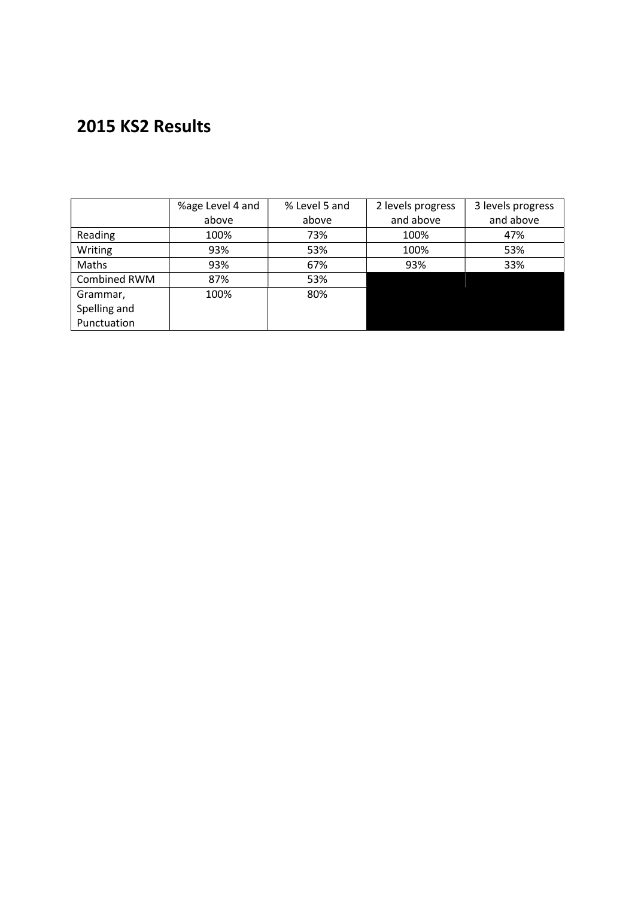# 2015 KS2 Results

| | %age Level 4 and above | % Level 5 and above | 2 levels progress and above | 3 levels progress and above |
|---|---|---|---|---|
| Reading | 100% | 73% | 100% | 47% |
| Writing | 93% | 53% | 100% | 53% |
| Maths | 93% | 67% | 93% | 33% |
| Combined RWM | 87% | 53% | | |
| Grammar, Spelling and Punctuation | 100% | 80% | | |